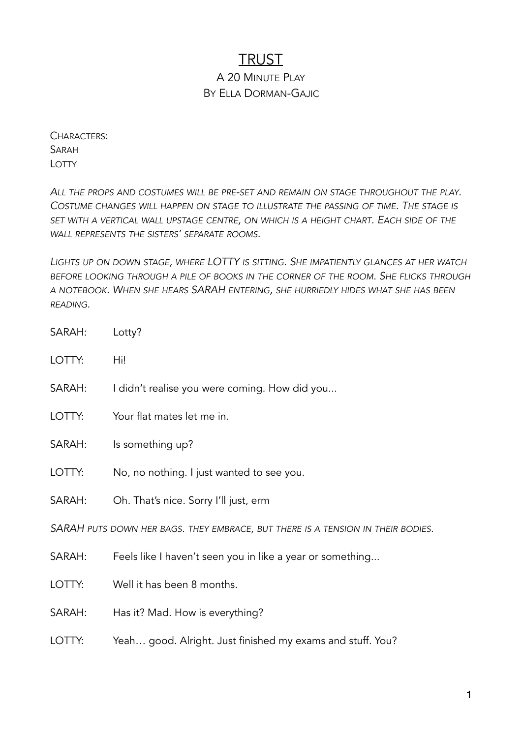# TRUST

## A 20 Minute Play
## By Ella Dorman-Gajic

Characters:
Sarah
Lotty

*All the props and costumes will be pre-set and remain on stage throughout the play. Costume changes will happen on stage to illustrate the passing of time. The stage is set with a vertical wall upstage centre, on which is a height chart. Each side of the wall represents the sisters' separate rooms.*

*Lights up on down stage, where LOTTY is sitting. She impatiently glances at her watch before looking through a pile of books in the corner of the room. She flicks through a notebook. When she hears SARAH entering, she hurriedly hides what she has been reading.*

SARAH: Lotty?

LOTTY: Hi!

SARAH: I didn't realise you were coming. How did you...

LOTTY: Your flat mates let me in.

SARAH: Is something up?

LOTTY: No, no nothing. I just wanted to see you.

SARAH: Oh. That's nice. Sorry I'll just, erm

*SARAH puts down her bags. They embrace, but there is a tension in their bodies.*

SARAH: Feels like I haven't seen you in like a year or something...

LOTTY: Well it has been 8 months.

SARAH: Has it? Mad. How is everything?

LOTTY: Yeah… good. Alright. Just finished my exams and stuff. You?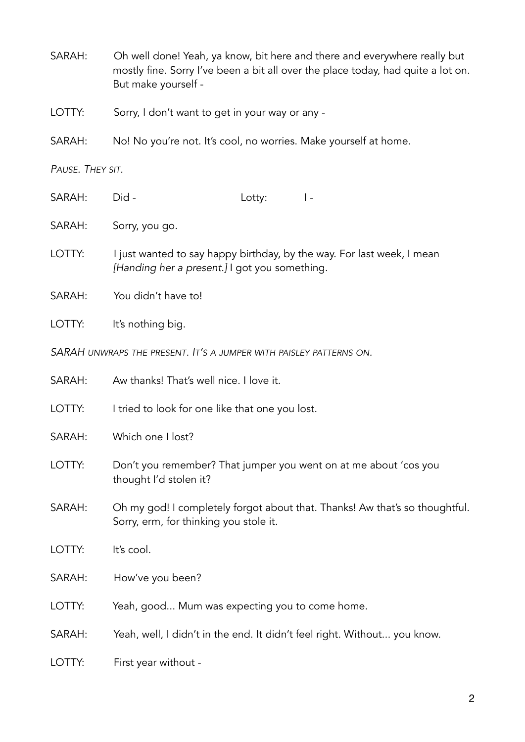SARAH: Oh well done! Yeah, ya know, bit here and there and everywhere really but mostly fine. Sorry I've been a bit all over the place today, had quite a lot on. But make yourself -

LOTTY: Sorry, I don't want to get in your way or any -

SARAH: No! No you're not. It's cool, no worries. Make yourself at home.

*PAUSE. THEY SIT.*

SARAH: Did - Lotty: I -

SARAH: Sorry, you go.

LOTTY: I just wanted to say happy birthday, by the way. For last week, I mean *[Handing her a present.]* I got you something.

SARAH: You didn't have to!

LOTTY: It's nothing big.

*SARAH UNWRAPS THE PRESENT. IT'S A JUMPER WITH PAISLEY PATTERNS ON.*

SARAH: Aw thanks! That's well nice. I love it.

LOTTY: I tried to look for one like that one you lost.

SARAH: Which one I lost?

LOTTY: Don't you remember? That jumper you went on at me about 'cos you thought I'd stolen it?

SARAH: Oh my god! I completely forgot about that. Thanks! Aw that's so thoughtful. Sorry, erm, for thinking you stole it.

LOTTY: It's cool.

SARAH: How've you been?

LOTTY: Yeah, good... Mum was expecting you to come home.

SARAH: Yeah, well, I didn't in the end. It didn't feel right. Without... you know.

LOTTY: First year without -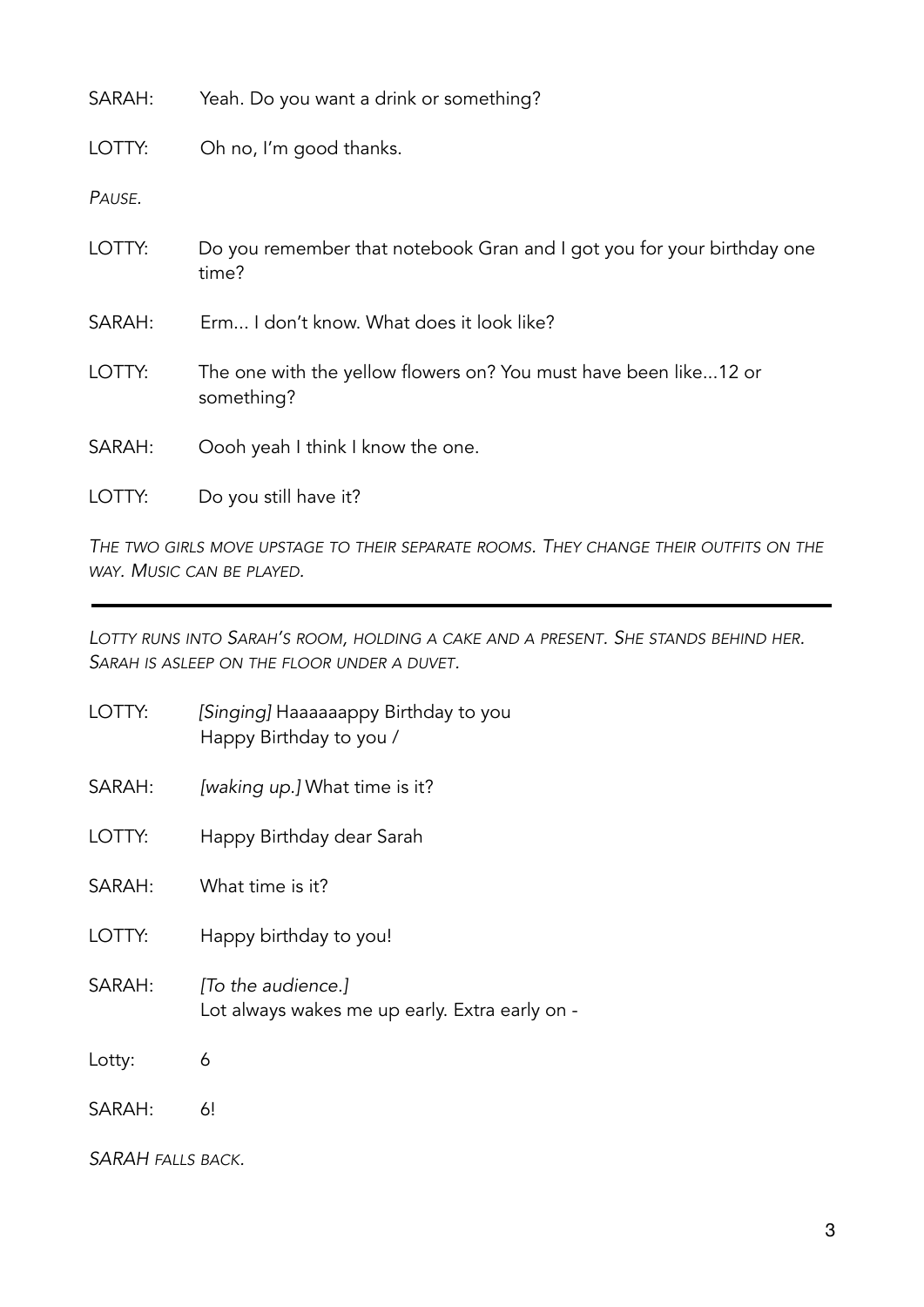SARAH: Yeah. Do you want a drink or something?

LOTTY: Oh no, I'm good thanks.

*PAUSE.*

LOTTY: Do you remember that notebook Gran and I got you for your birthday one time?

SARAH: Erm... I don't know. What does it look like?

LOTTY: The one with the yellow flowers on? You must have been like...12 or something?

SARAH: Oooh yeah I think I know the one.

LOTTY: Do you still have it?

*THE TWO GIRLS MOVE UPSTAGE TO THEIR SEPARATE ROOMS. THEY CHANGE THEIR OUTFITS ON THE WAY. MUSIC CAN BE PLAYED.*

---

*LOTTY RUNS INTO SARAH'S ROOM, HOLDING A CAKE AND A PRESENT. SHE STANDS BEHIND HER. SARAH IS ASLEEP ON THE FLOOR UNDER A DUVET.*

LOTTY: *[Singing]* Haaaaaappy Birthday to you
Happy Birthday to you /

SARAH: *[waking up.]* What time is it?

LOTTY: Happy Birthday dear Sarah

SARAH: What time is it?

LOTTY: Happy birthday to you!

SARAH: *[To the audience.]*
Lot always wakes me up early. Extra early on -

Lotty: 6

SARAH: 6!

*SARAH FALLS BACK.*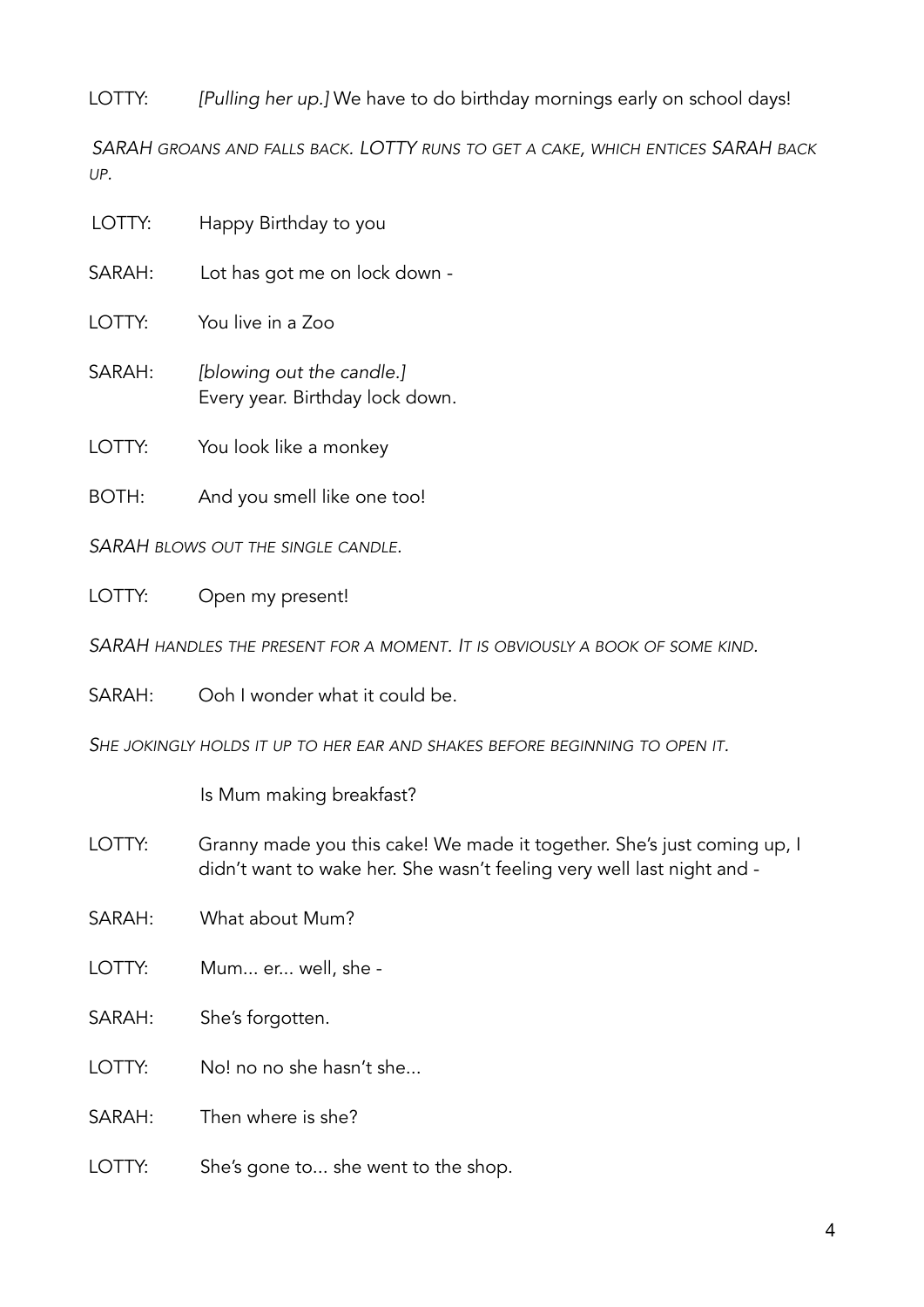LOTTY: *[Pulling her up.]* We have to do birthday mornings early on school days!

*SARAH GROANS AND FALLS BACK. LOTTY RUNS TO GET A CAKE, WHICH ENTICES SARAH BACK UP.*

LOTTY: Happy Birthday to you

SARAH: Lot has got me on lock down -

LOTTY: You live in a Zoo

SARAH: *[blowing out the candle.]*
Every year. Birthday lock down.

LOTTY: You look like a monkey

BOTH: And you smell like one too!

*SARAH BLOWS OUT THE SINGLE CANDLE.*

LOTTY: Open my present!

*SARAH HANDLES THE PRESENT FOR A MOMENT. IT IS OBVIOUSLY A BOOK OF SOME KIND.*

SARAH: Ooh I wonder what it could be.

*SHE JOKINGLY HOLDS IT UP TO HER EAR AND SHAKES BEFORE BEGINNING TO OPEN IT.*

Is Mum making breakfast?

LOTTY: Granny made you this cake! We made it together. She's just coming up, I didn't want to wake her. She wasn't feeling very well last night and -

SARAH: What about Mum?

LOTTY: Mum... er... well, she -

SARAH: She's forgotten.

LOTTY: No! no no she hasn't she...

SARAH: Then where is she?

LOTTY: She's gone to... she went to the shop.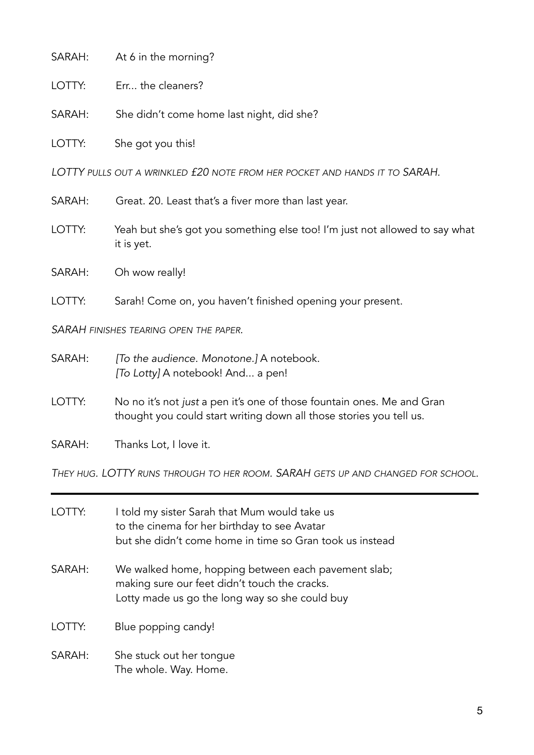SARAH: At 6 in the morning?

LOTTY: Err... the cleaners?

SARAH: She didn't come home last night, did she?

LOTTY: She got you this!

*LOTTY pulls out a wrinkled £20 note from her pocket and hands it to SARAH.*

SARAH: Great. 20. Least that's a fiver more than last year.

LOTTY: Yeah but she's got you something else too! I'm just not allowed to say what it is yet.

SARAH: Oh wow really!

LOTTY: Sarah! Come on, you haven't finished opening your present.

*SARAH finishes tearing open the paper.*

SARAH: *[To the audience. Monotone.]* A notebook.
*[To Lotty]* A notebook! And... a pen!

LOTTY: No no it's not *just* a pen it's one of those fountain ones. Me and Gran thought you could start writing down all those stories you tell us.

SARAH: Thanks Lot, I love it.

*They hug. LOTTY runs through to her room. SARAH gets up and changed for school.*

---

LOTTY: I told my sister Sarah that Mum would take us
to the cinema for her birthday to see Avatar
but she didn't come home in time so Gran took us instead

SARAH: We walked home, hopping between each pavement slab;
making sure our feet didn't touch the cracks.
Lotty made us go the long way so she could buy

LOTTY: Blue popping candy!

SARAH: She stuck out her tongue
The whole. Way. Home.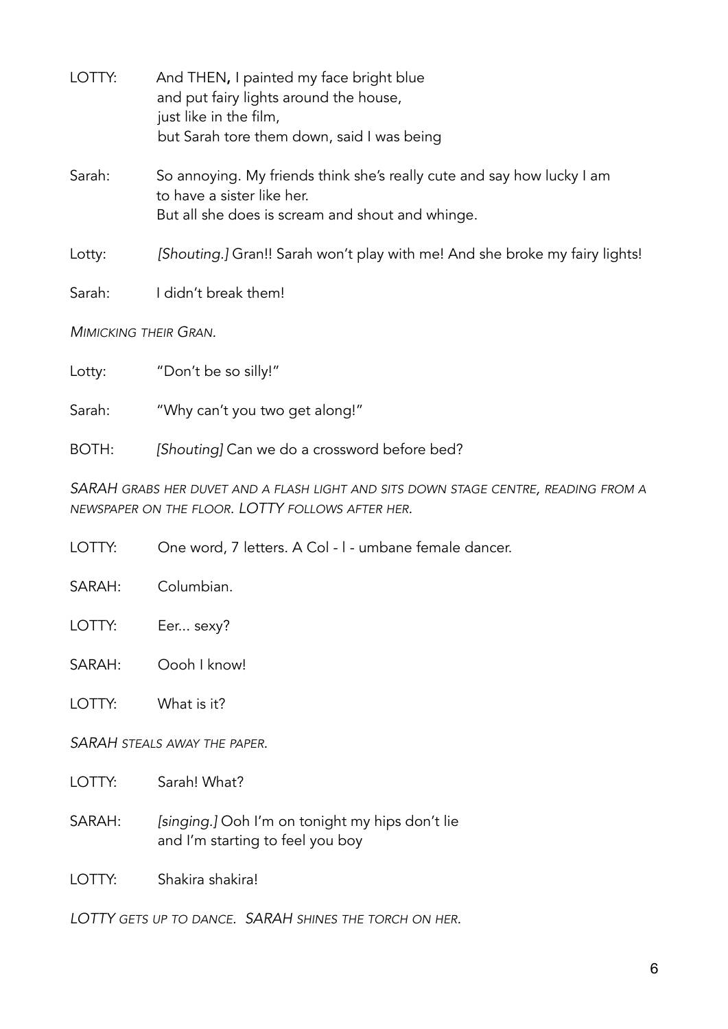LOTTY: And THEN**,** I painted my face bright blue
and put fairy lights around the house,
just like in the film,
but Sarah tore them down, said I was being

Sarah: So annoying. My friends think she's really cute and say how lucky I am to have a sister like her.
But all she does is scream and shout and whinge.

Lotty: *[Shouting.]* Gran!! Sarah won't play with me! And she broke my fairy lights!

Sarah: I didn't break them!

*MIMICKING THEIR GRAN.*

Lotty: "Don't be so silly!"

Sarah: "Why can't you two get along!"

BOTH: *[Shouting]* Can we do a crossword before bed?

*SARAH GRABS HER DUVET AND A FLASH LIGHT AND SITS DOWN STAGE CENTRE, READING FROM A NEWSPAPER ON THE FLOOR. LOTTY FOLLOWS AFTER HER.*

LOTTY: One word, 7 letters. A Col - l - umbane female dancer.

SARAH: Columbian.

LOTTY: Eer... sexy?

SARAH: Oooh I know!

LOTTY: What is it?

*SARAH STEALS AWAY THE PAPER.*

LOTTY: Sarah! What?

SARAH: *[singing.]* Ooh I'm on tonight my hips don't lie
and I'm starting to feel you boy

LOTTY: Shakira shakira!

*LOTTY GETS UP TO DANCE. SARAH SHINES THE TORCH ON HER.*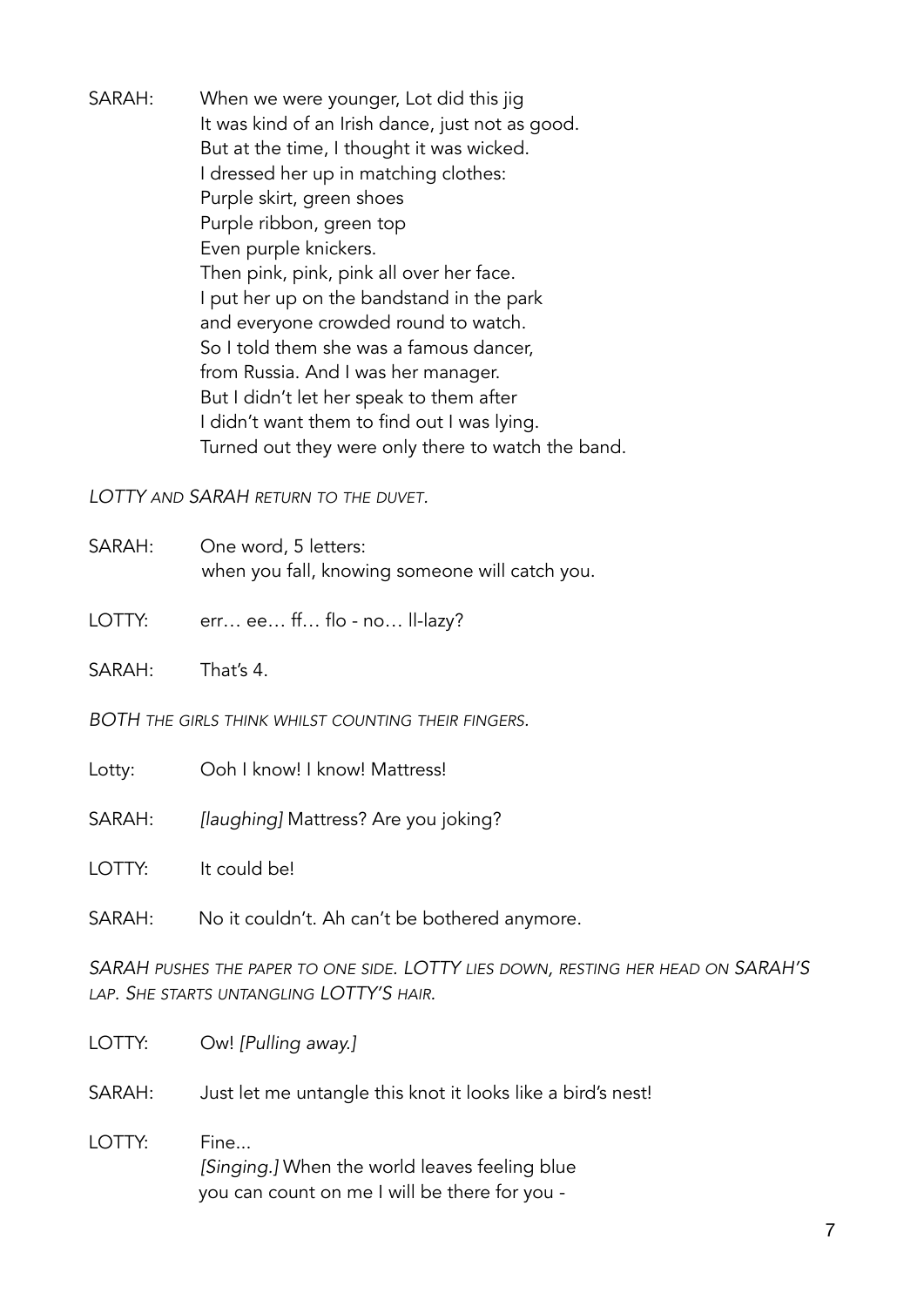SARAH: When we were younger, Lot did this jig
It was kind of an Irish dance, just not as good.
But at the time, I thought it was wicked.
I dressed her up in matching clothes:
Purple skirt, green shoes
Purple ribbon, green top
Even purple knickers.
Then pink, pink, pink all over her face.
I put her up on the bandstand in the park
and everyone crowded round to watch.
So I told them she was a famous dancer,
from Russia. And I was her manager.
But I didn't let her speak to them after
I didn't want them to find out I was lying.
Turned out they were only there to watch the band.

*LOTTY AND SARAH RETURN TO THE DUVET.*

SARAH: One word, 5 letters:
when you fall, knowing someone will catch you.

LOTTY: err… ee… ff… flo - no… ll-lazy?

SARAH: That's 4.

*BOTH THE GIRLS THINK WHILST COUNTING THEIR FINGERS.*

Lotty: Ooh I know! I know! Mattress!

SARAH: *[laughing]* Mattress? Are you joking?

LOTTY: It could be!

SARAH: No it couldn't. Ah can't be bothered anymore.

*SARAH PUSHES THE PAPER TO ONE SIDE. LOTTY LIES DOWN, RESTING HER HEAD ON SARAH'S LAP. SHE STARTS UNTANGLING LOTTY'S HAIR.*

LOTTY: Ow! *[Pulling away.]*

SARAH: Just let me untangle this knot it looks like a bird's nest!

LOTTY: Fine...
*[Singing.]* When the world leaves feeling blue
you can count on me I will be there for you -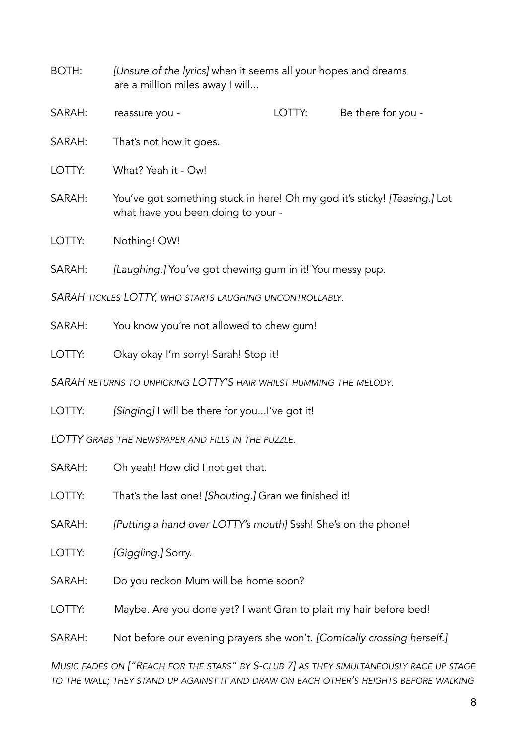BOTH: *[Unsure of the lyrics]* when it seems all your hopes and dreams are a million miles away I will...

SARAH: reassure you - LOTTY: Be there for you -

SARAH: That's not how it goes.

LOTTY: What? Yeah it - Ow!

SARAH: You've got something stuck in here! Oh my god it's sticky! *[Teasing.]* Lot what have you been doing to your -

LOTTY: Nothing! OW!

SARAH: *[Laughing.]* You've got chewing gum in it! You messy pup.

*SARAH TICKLES LOTTY, WHO STARTS LAUGHING UNCONTROLLABLY.*

SARAH: You know you're not allowed to chew gum!

LOTTY: Okay okay I'm sorry! Sarah! Stop it!

*SARAH RETURNS TO UNPICKING LOTTY'S HAIR WHILST HUMMING THE MELODY.*

LOTTY: *[Singing]* I will be there for you...I've got it!

*LOTTY GRABS THE NEWSPAPER AND FILLS IN THE PUZZLE.*

SARAH: Oh yeah! How did I not get that.

LOTTY: That's the last one! *[Shouting.]* Gran we finished it!

SARAH: *[Putting a hand over LOTTY's mouth]* Sssh! She's on the phone!

LOTTY: *[Giggling.]* Sorry.

SARAH: Do you reckon Mum will be home soon?

LOTTY: Maybe. Are you done yet? I want Gran to plait my hair before bed!

SARAH: Not before our evening prayers she won't. *[Comically crossing herself.]*

*MUSIC FADES ON ["REACH FOR THE STARS" BY S-CLUB 7] AS THEY SIMULTANEOUSLY RACE UP STAGE TO THE WALL; THEY STAND UP AGAINST IT AND DRAW ON EACH OTHER'S HEIGHTS BEFORE WALKING*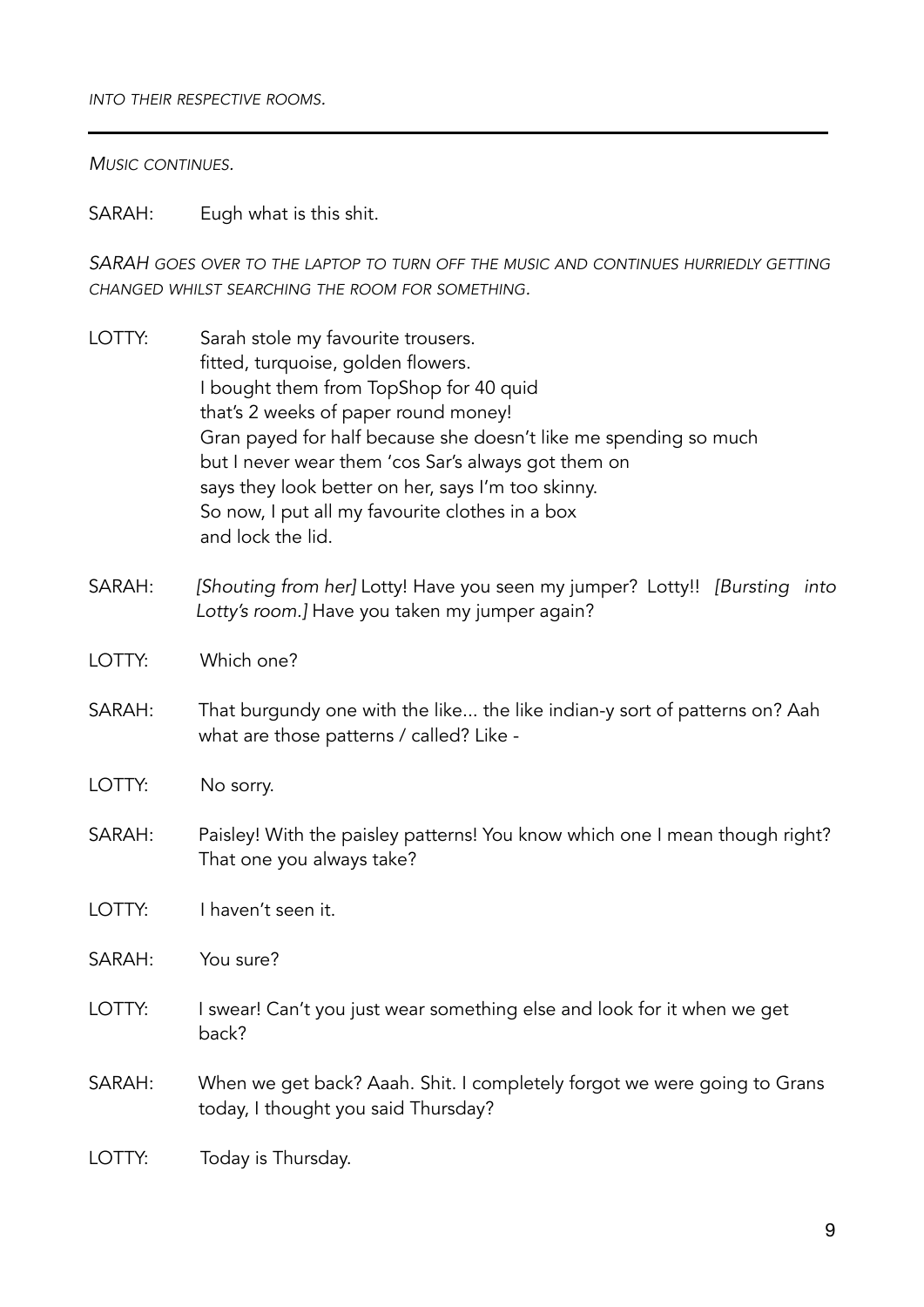*INTO THEIR RESPECTIVE ROOMS.*

---

*MUSIC CONTINUES.*

SARAH: Eugh what is this shit.

*SARAH GOES OVER TO THE LAPTOP TO TURN OFF THE MUSIC AND CONTINUES HURRIEDLY GETTING CHANGED WHILST SEARCHING THE ROOM FOR SOMETHING.*

LOTTY: Sarah stole my favourite trousers.
fitted, turquoise, golden flowers.
I bought them from TopShop for 40 quid
that's 2 weeks of paper round money!
Gran payed for half because she doesn't like me spending so much
but I never wear them 'cos Sar's always got them on
says they look better on her, says I'm too skinny.
So now, I put all my favourite clothes in a box
and lock the lid.

SARAH: *[Shouting from her]* Lotty! Have you seen my jumper? Lotty!! *[Bursting into Lotty's room.]* Have you taken my jumper again?

LOTTY: Which one?

SARAH: That burgundy one with the like... the like indian-y sort of patterns on? Aah what are those patterns / called? Like -

LOTTY: No sorry.

SARAH: Paisley! With the paisley patterns! You know which one I mean though right? That one you always take?

LOTTY: I haven't seen it.

SARAH: You sure?

LOTTY: I swear! Can't you just wear something else and look for it when we get back?

SARAH: When we get back? Aaah. Shit. I completely forgot we were going to Grans today, I thought you said Thursday?

LOTTY: Today is Thursday.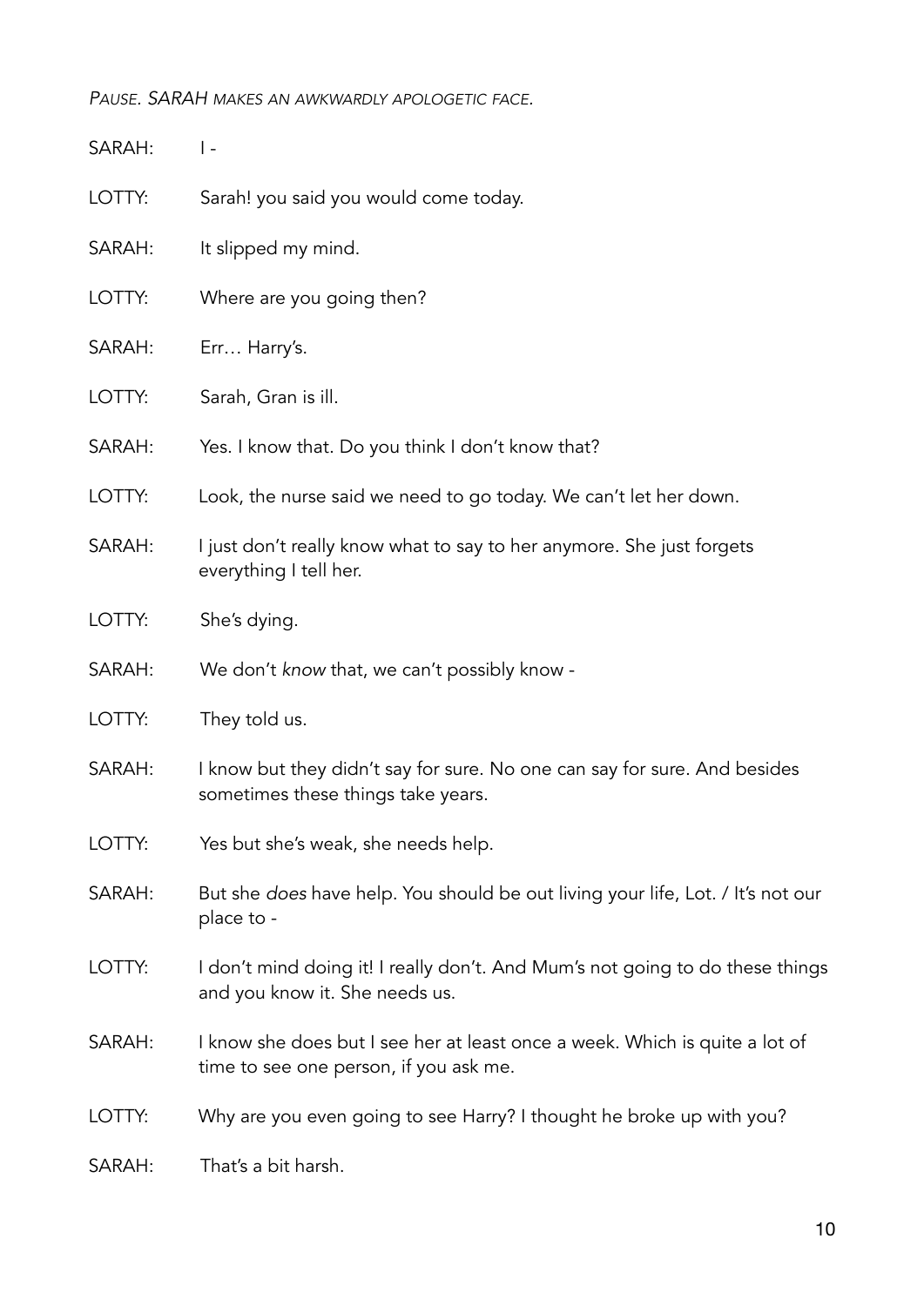*PAUSE. SARAH MAKES AN AWKWARDLY APOLOGETIC FACE.*

SARAH: I -

LOTTY: Sarah! you said you would come today.

SARAH: It slipped my mind.

LOTTY: Where are you going then?

SARAH: Err… Harry's.

LOTTY: Sarah, Gran is ill.

SARAH: Yes. I know that. Do you think I don't know that?

LOTTY: Look, the nurse said we need to go today. We can't let her down.

SARAH: I just don't really know what to say to her anymore. She just forgets everything I tell her.

LOTTY: She's dying.

SARAH: We don't *know* that, we can't possibly know -

LOTTY: They told us.

SARAH: I know but they didn't say for sure. No one can say for sure. And besides sometimes these things take years.

LOTTY: Yes but she's weak, she needs help.

SARAH: But she *does* have help. You should be out living your life, Lot. / It's not our place to -

LOTTY: I don't mind doing it! I really don't. And Mum's not going to do these things and you know it. She needs us.

SARAH: I know she does but I see her at least once a week. Which is quite a lot of time to see one person, if you ask me.

LOTTY: Why are you even going to see Harry? I thought he broke up with you?

SARAH: That's a bit harsh.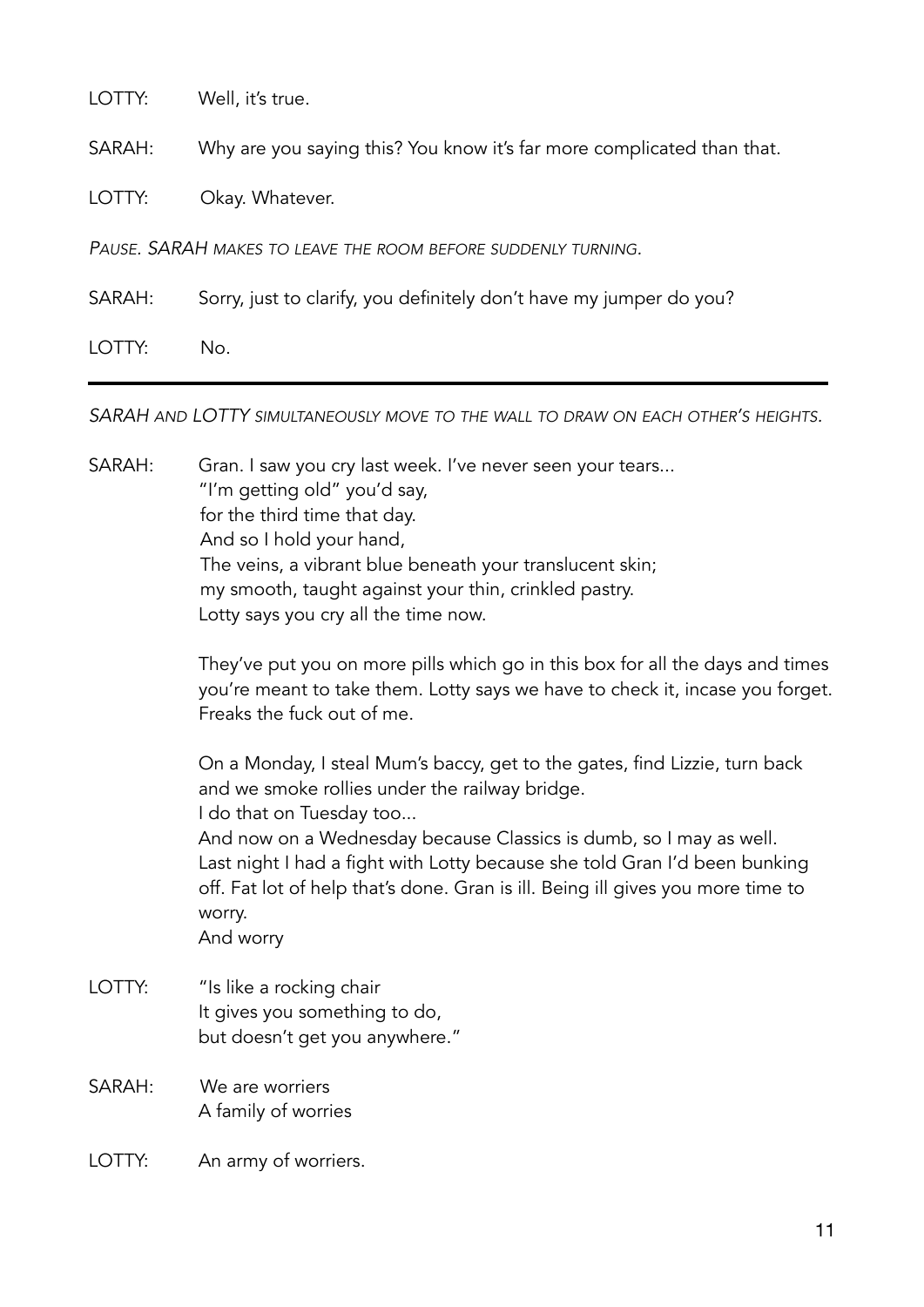LOTTY: Well, it's true.

SARAH: Why are you saying this? You know it's far more complicated than that.

LOTTY: Okay. Whatever.

*PAUSE. SARAH MAKES TO LEAVE THE ROOM BEFORE SUDDENLY TURNING.*

SARAH: Sorry, just to clarify, you definitely don't have my jumper do you?

LOTTY: No.

---

*SARAH AND LOTTY SIMULTANEOUSLY MOVE TO THE WALL TO DRAW ON EACH OTHER'S HEIGHTS.*

SARAH: Gran. I saw you cry last week. I've never seen your tears...
"I'm getting old" you'd say,
for the third time that day.
And so I hold your hand,
The veins, a vibrant blue beneath your translucent skin;
my smooth, taught against your thin, crinkled pastry.
Lotty says you cry all the time now.

They've put you on more pills which go in this box for all the days and times you're meant to take them. Lotty says we have to check it, incase you forget. Freaks the fuck out of me.

On a Monday, I steal Mum's baccy, get to the gates, find Lizzie, turn back and we smoke rollies under the railway bridge.
I do that on Tuesday too...
And now on a Wednesday because Classics is dumb, so I may as well.
Last night I had a fight with Lotty because she told Gran I'd been bunking off. Fat lot of help that's done. Gran is ill. Being ill gives you more time to worry.
And worry

LOTTY: "Is like a rocking chair
It gives you something to do,
but doesn't get you anywhere."

SARAH: We are worriers
A family of worries

LOTTY: An army of worriers.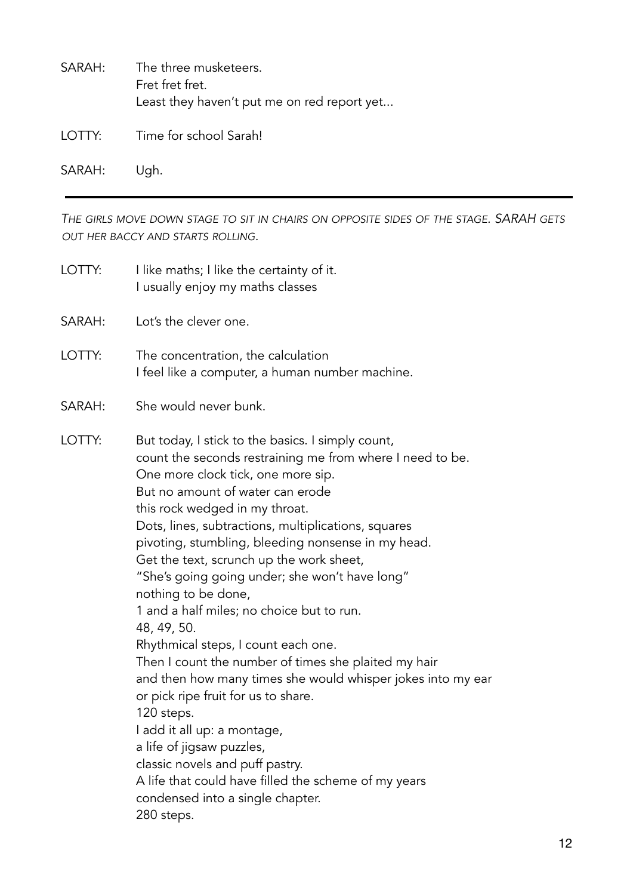SARAH: The three musketeers.
Fret fret fret.
Least they haven't put me on red report yet...

LOTTY: Time for school Sarah!

SARAH: Ugh.

---

*THE GIRLS MOVE DOWN STAGE TO SIT IN CHAIRS ON OPPOSITE SIDES OF THE STAGE. SARAH GETS OUT HER BACCY AND STARTS ROLLING.*

LOTTY: I like maths; I like the certainty of it.
I usually enjoy my maths classes

SARAH: Lot's the clever one.

LOTTY: The concentration, the calculation
I feel like a computer, a human number machine.

SARAH: She would never bunk.

LOTTY: But today, I stick to the basics. I simply count,
count the seconds restraining me from where I need to be.
One more clock tick, one more sip.
But no amount of water can erode
this rock wedged in my throat.
Dots, lines, subtractions, multiplications, squares
pivoting, stumbling, bleeding nonsense in my head.
Get the text, scrunch up the work sheet,
"She's going going under; she won't have long"
nothing to be done,
1 and a half miles; no choice but to run.
48, 49, 50.
Rhythmical steps, I count each one.
Then I count the number of times she plaited my hair
and then how many times she would whisper jokes into my ear
or pick ripe fruit for us to share.
120 steps.
I add it all up: a montage,
a life of jigsaw puzzles,
classic novels and puff pastry.
A life that could have filled the scheme of my years
condensed into a single chapter.
280 steps.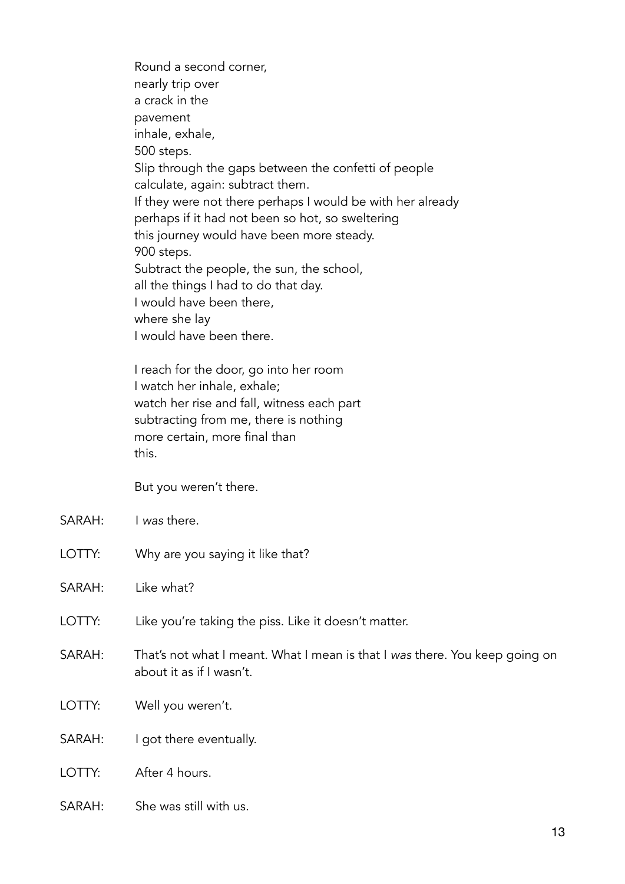Round a second corner,  
nearly trip over  
a crack in the  
pavement  
inhale, exhale,  
500 steps.  
Slip through the gaps between the confetti of people  
calculate, again: subtract them.  
If they were not there perhaps I would be with her already  
perhaps if it had not been so hot, so sweltering  
this journey would have been more steady.  
900 steps.  
Subtract the people, the sun, the school,  
all the things I had to do that day.  
I would have been there,  
where she lay  
I would have been there.

I reach for the door, go into her room  
I watch her inhale, exhale;  
watch her rise and fall, witness each part  
subtracting from me, there is nothing  
more certain, more final than  
this.

But you weren't there.

SARAH: I *was* there.

LOTTY: Why are you saying it like that?

SARAH: Like what?

LOTTY: Like you're taking the piss. Like it doesn't matter.

SARAH: That's not what I meant. What I mean is that I *was* there. You keep going on about it as if I wasn't.

LOTTY: Well you weren't.

SARAH: I got there eventually.

LOTTY: After 4 hours.

SARAH: She was still with us.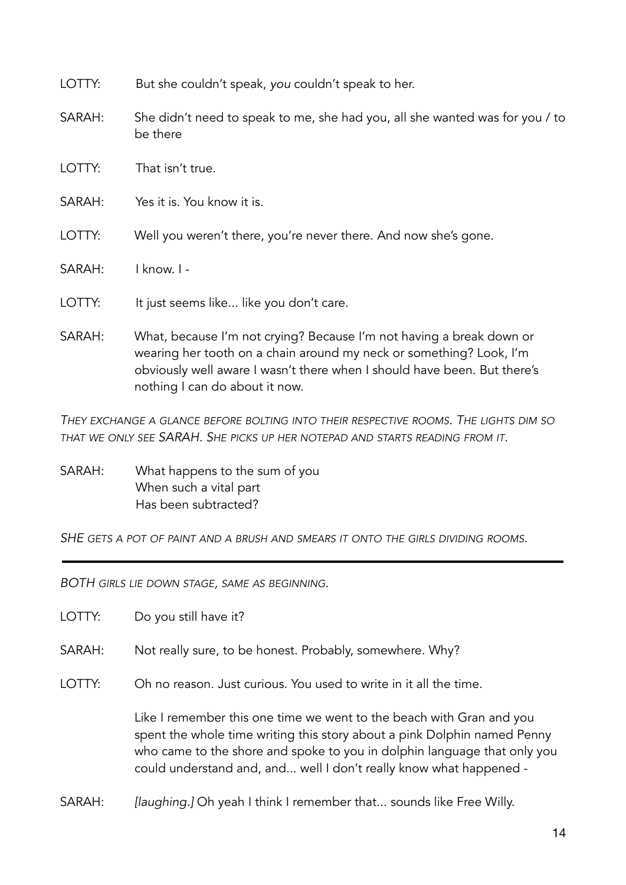LOTTY: But she couldn't speak, *you* couldn't speak to her.

SARAH: She didn't need to speak to me, she had you, all she wanted was for you / to be there

LOTTY: That isn't true.

SARAH: Yes it is. You know it is.

LOTTY: Well you weren't there, you're never there. And now she's gone.

SARAH: I know. I -

LOTTY: It just seems like... like you don't care.

SARAH: What, because I'm not crying? Because I'm not having a break down or wearing her tooth on a chain around my neck or something? Look, I'm obviously well aware I wasn't there when I should have been. But there's nothing I can do about it now.

*THEY EXCHANGE A GLANCE BEFORE BOLTING INTO THEIR RESPECTIVE ROOMS. THE LIGHTS DIM SO THAT WE ONLY SEE SARAH. SHE PICKS UP HER NOTEPAD AND STARTS READING FROM IT.*

SARAH: What happens to the sum of you
When such a vital part
Has been subtracted?

*SHE GETS A POT OF PAINT AND A BRUSH AND SMEARS IT ONTO THE GIRLS DIVIDING ROOMS.*

---

*BOTH GIRLS LIE DOWN STAGE, SAME AS BEGINNING.*

LOTTY: Do you still have it?

SARAH: Not really sure, to be honest. Probably, somewhere. Why?

LOTTY: Oh no reason. Just curious. You used to write in it all the time.

Like I remember this one time we went to the beach with Gran and you spent the whole time writing this story about a pink Dolphin named Penny who came to the shore and spoke to you in dolphin language that only you could understand and, and... well I don't really know what happened -

SARAH: *[laughing.]* Oh yeah I think I remember that... sounds like Free Willy.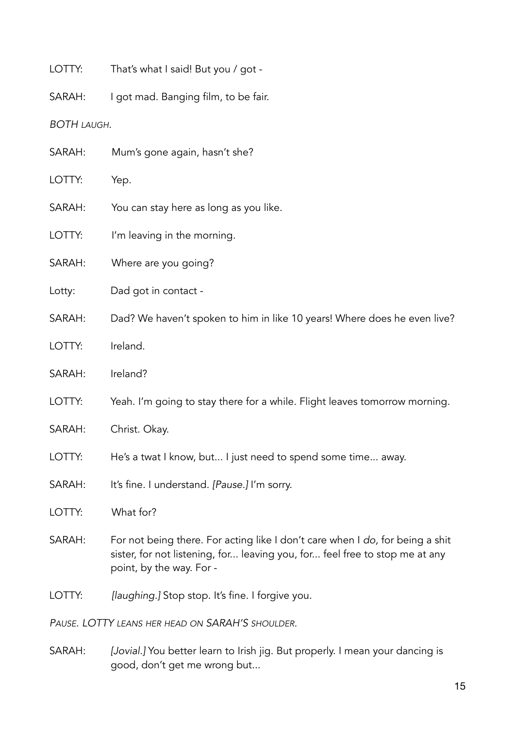LOTTY: That's what I said! But you / got -

SARAH: I got mad. Banging film, to be fair.

*BOTH LAUGH.*

SARAH: Mum's gone again, hasn't she?

LOTTY: Yep.

SARAH: You can stay here as long as you like.

LOTTY: I'm leaving in the morning.

SARAH: Where are you going?

Lotty: Dad got in contact -

SARAH: Dad? We haven't spoken to him in like 10 years! Where does he even live?

LOTTY: Ireland.

SARAH: Ireland?

LOTTY: Yeah. I'm going to stay there for a while. Flight leaves tomorrow morning.

SARAH: Christ. Okay.

LOTTY: He's a twat I know, but... I just need to spend some time... away.

SARAH: It's fine. I understand. *[Pause.]* I'm sorry.

LOTTY: What for?

SARAH: For not being there. For acting like I don't care when I *do,* for being a shit sister, for not listening, for... leaving you, for... feel free to stop me at any point, by the way. For -

LOTTY: *[laughing.]* Stop stop. It's fine. I forgive you.

*PAUSE. LOTTY LEANS HER HEAD ON SARAH'S SHOULDER.*

SARAH: *[Jovial.]* You better learn to Irish jig. But properly. I mean your dancing is good, don't get me wrong but...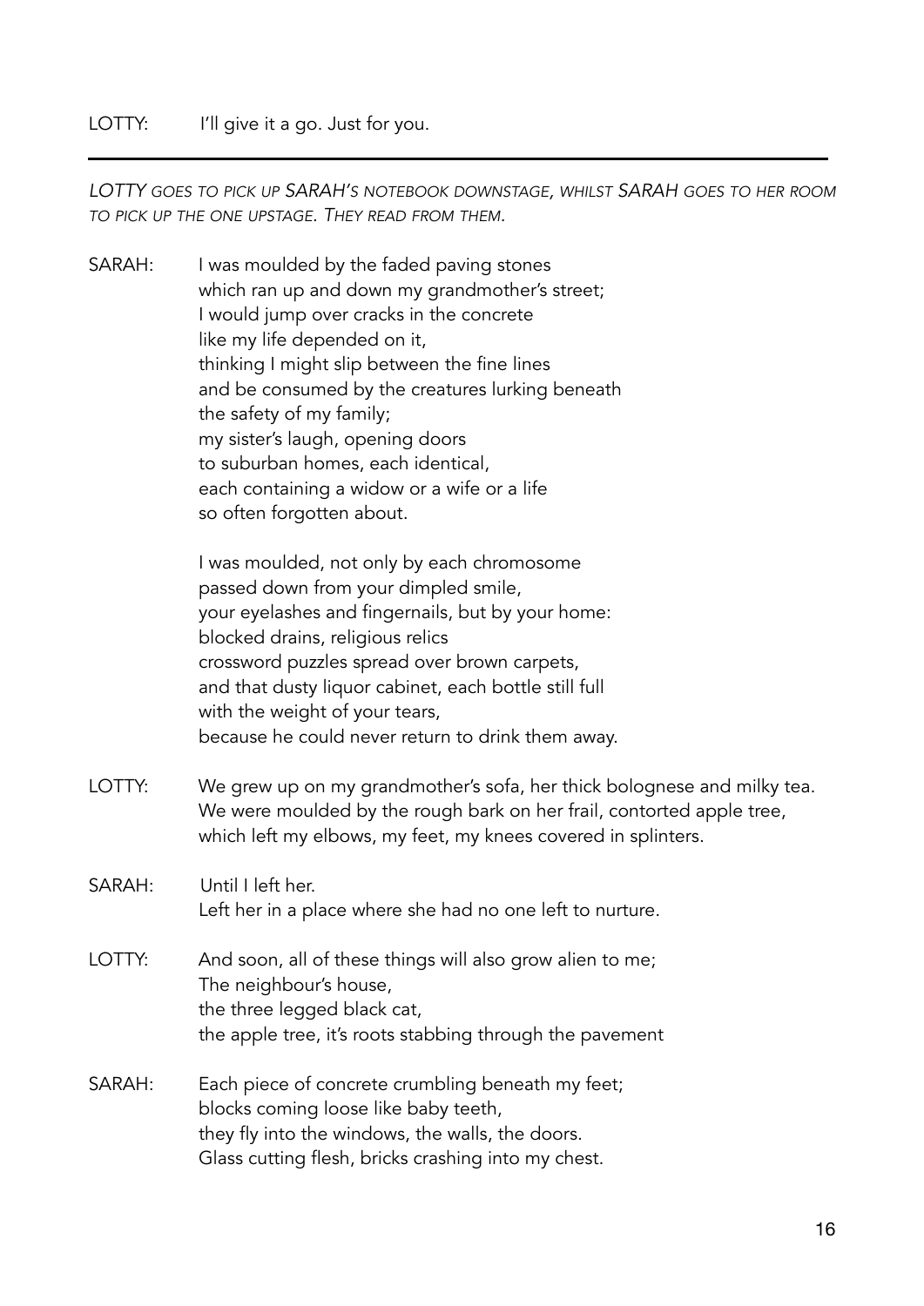LOTTY: I'll give it a go. Just for you.

---

*LOTTY goes to pick up SARAH's notebook downstage, whilst SARAH goes to her room to pick up the one upstage. They read from them.*

SARAH: I was moulded by the faded paving stones
which ran up and down my grandmother's street;
I would jump over cracks in the concrete
like my life depended on it,
thinking I might slip between the fine lines
and be consumed by the creatures lurking beneath
the safety of my family;
my sister's laugh, opening doors
to suburban homes, each identical,
each containing a widow or a wife or a life
so often forgotten about.

I was moulded, not only by each chromosome
passed down from your dimpled smile,
your eyelashes and fingernails, but by your home:
blocked drains, religious relics
crossword puzzles spread over brown carpets,
and that dusty liquor cabinet, each bottle still full
with the weight of your tears,
because he could never return to drink them away.

LOTTY: We grew up on my grandmother's sofa, her thick bolognese and milky tea. We were moulded by the rough bark on her frail, contorted apple tree, which left my elbows, my feet, my knees covered in splinters.

SARAH: Until I left her.
Left her in a place where she had no one left to nurture.

LOTTY: And soon, all of these things will also grow alien to me;
The neighbour's house,
the three legged black cat,
the apple tree, it's roots stabbing through the pavement

SARAH: Each piece of concrete crumbling beneath my feet;
blocks coming loose like baby teeth,
they fly into the windows, the walls, the doors.
Glass cutting flesh, bricks crashing into my chest.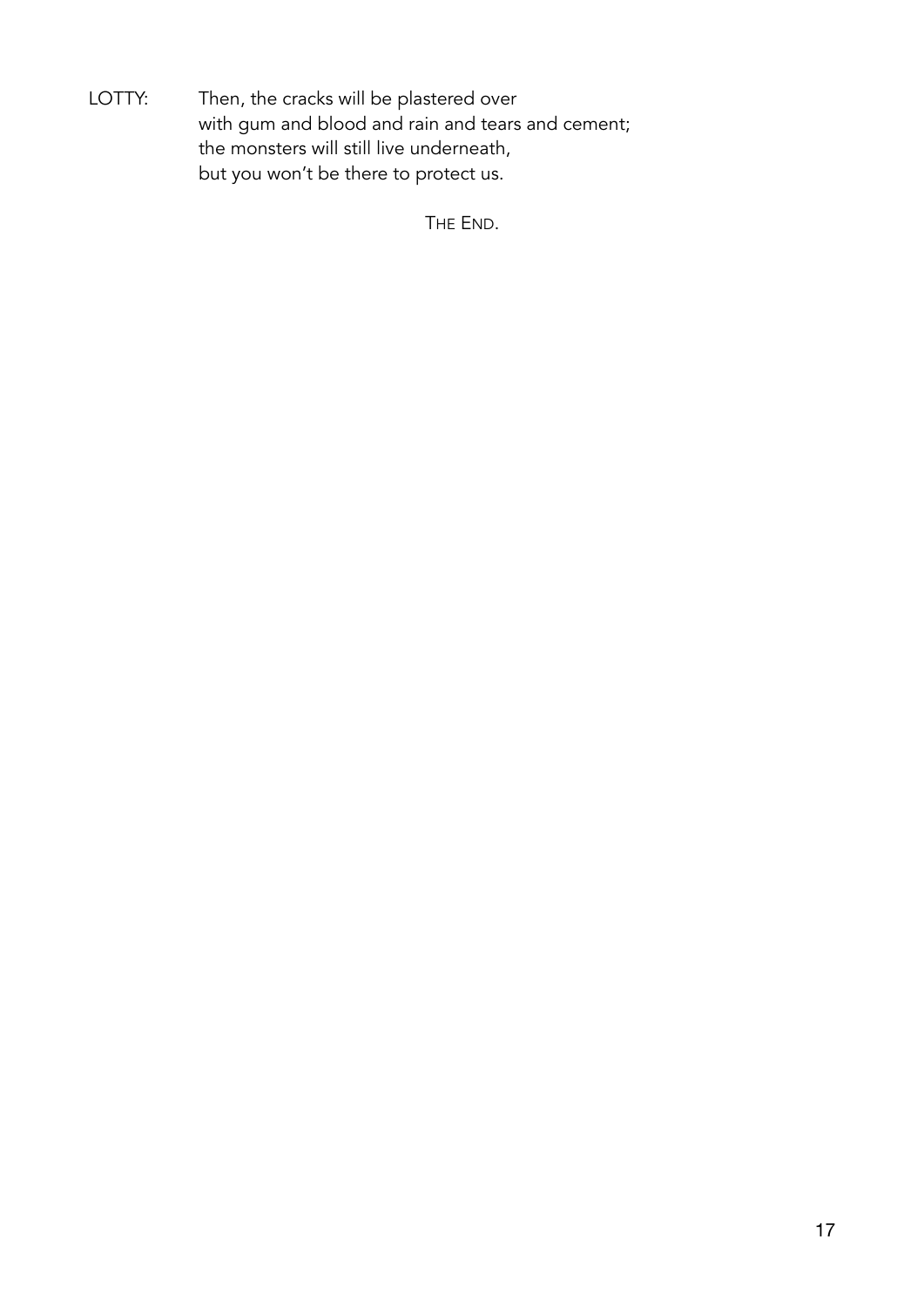LOTTY: Then, the cracks will be plastered over
with gum and blood and rain and tears and cement;
the monsters will still live underneath,
but you won't be there to protect us.

THE END.